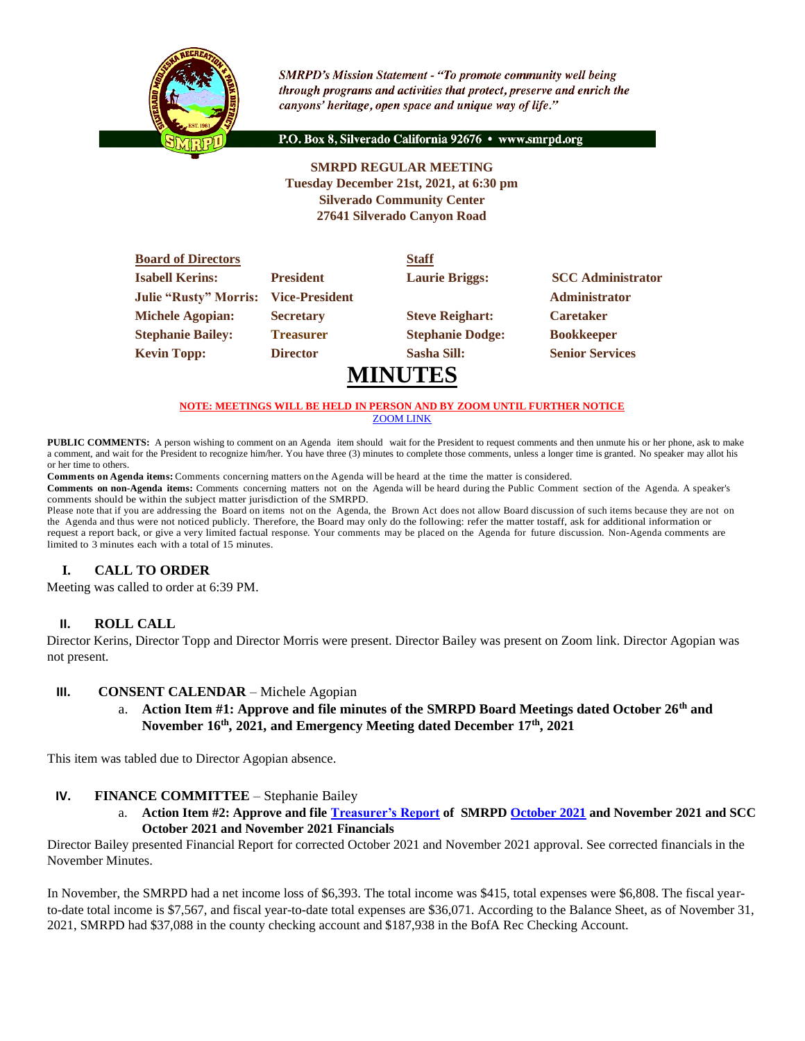*SMRPD's Mission Statement - "To promote community well being through programs and activities that protect, preserve and enrich the canyons' heritage, open space and unique way of life."*

P.O. Box 8, Silverado California 92676 • www.smrpd.org

**SMRPD REGULAR MEETING**
**Tuesday December 21st, 2021, at 6:30 pm**
**Silverado Community Center**
**27641 Silverado Canyon Road**

| **Board of Directors** | | **Staff** | |
|---|---|---|---|
| **Isabell Kerins:** | **President** | **Laurie Briggs:** | **SCC Administrator** |
| **Julie "Rusty" Morris:** | **Vice-President** | | **Administrator** |
| **Michele Agopian:** | **Secretary** | **Steve Reighart:** | **Caretaker** |
| **Stephanie Bailey:** | **Treasurer** | **Stephanie Dodge:** | **Bookkeeper** |
| **Kevin Topp:** | **Director** | **Sasha Sill:** | **Senior Services** |

# MINUTES

**NOTE: MEETINGS WILL BE HELD IN PERSON AND BY ZOOM UNTIL FURTHER NOTICE**
ZOOM LINK

**PUBLIC COMMENTS:** A person wishing to comment on an Agenda item should wait for the President to request comments and then unmute his or her phone, ask to make a comment, and wait for the President to recognize him/her. You have three (3) minutes to complete those comments, unless a longer time is granted. No speaker may allot his or her time to others.

**Comments on Agenda items:** Comments concerning matters on the Agenda will be heard at the time the matter is considered.

**Comments on non-Agenda items:** Comments concerning matters not on the Agenda will be heard during the Public Comment section of the Agenda. A speaker's comments should be within the subject matter jurisdiction of the SMRPD.

Please note that if you are addressing the Board on items not on the Agenda, the Brown Act does not allow Board discussion of such items because they are not on the Agenda and thus were not noticed publicly. Therefore, the Board may only do the following: refer the matter tostaff, ask for additional information or request a report back, or give a very limited factual response. Your comments may be placed on the Agenda for future discussion. Non-Agenda comments are limited to 3 minutes each with a total of 15 minutes.

## I. CALL TO ORDER

Meeting was called to order at 6:39 PM.

## II. ROLL CALL

Director Kerins, Director Topp and Director Morris were present. Director Bailey was present on Zoom link. Director Agopian was not present.

## III. CONSENT CALENDAR – Michele Agopian

a. **Action Item #1: Approve and file minutes of the SMRPD Board Meetings dated October 26th and November 16th, 2021, and Emergency Meeting dated December 17th, 2021**

This item was tabled due to Director Agopian absence.

## IV. FINANCE COMMITTEE – Stephanie Bailey

a. **Action Item #2: Approve and file Treasurer's Report of SMRPD October 2021 and November 2021 and SCC October 2021 and November 2021 Financials**

Director Bailey presented Financial Report for corrected October 2021 and November 2021 approval. See corrected financials in the November Minutes.

In November, the SMRPD had a net income loss of $6,393. The total income was $415, total expenses were $6,808. The fiscal year-to-date total income is $7,567, and fiscal year-to-date total expenses are $36,071. According to the Balance Sheet, as of November 31, 2021, SMRPD had $37,088 in the county checking account and $187,938 in the BofA Rec Checking Account.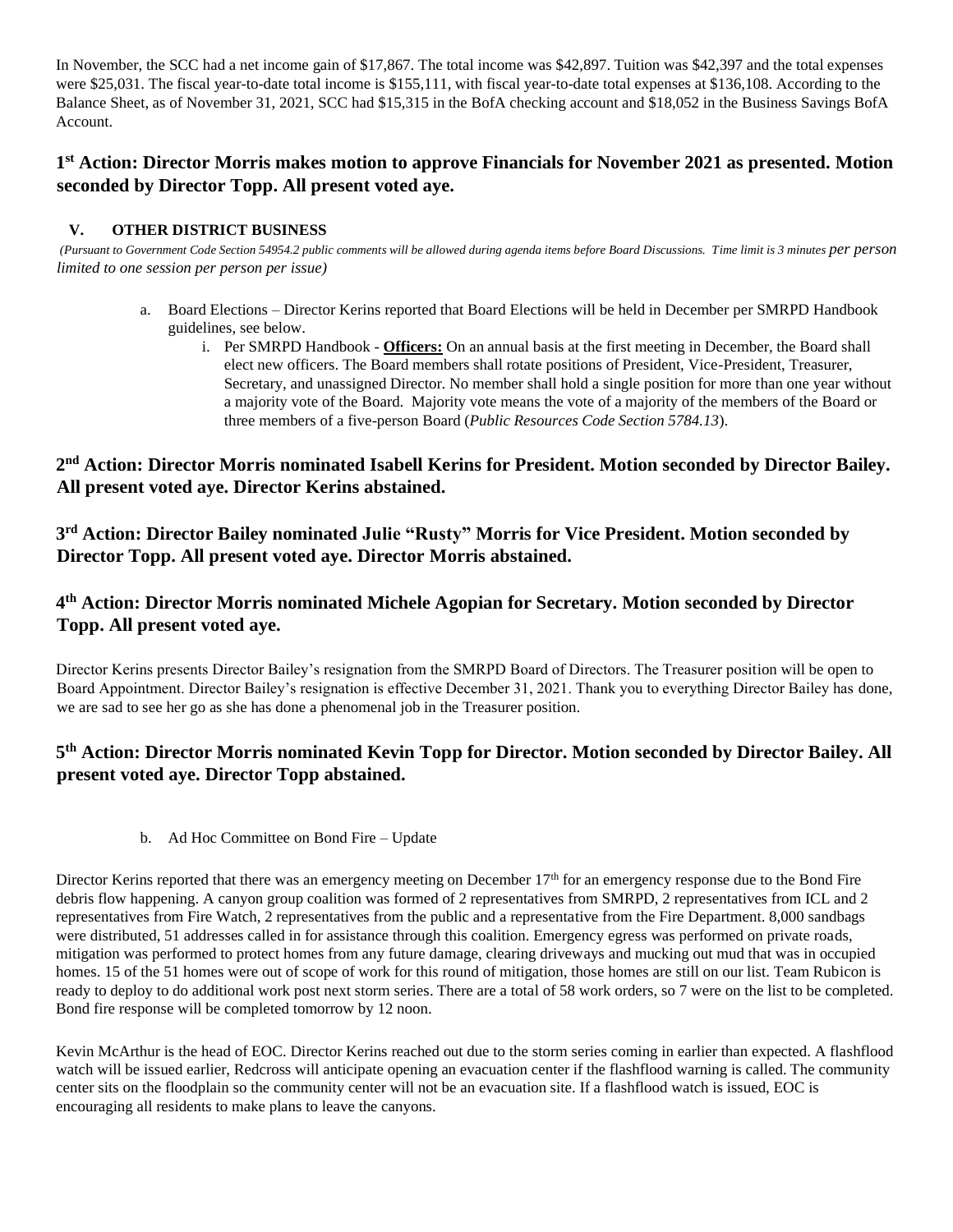In November, the SCC had a net income gain of $17,867. The total income was $42,897. Tuition was $42,397 and the total expenses were $25,031. The fiscal year-to-date total income is $155,111, with fiscal year-to-date total expenses at $136,108. According to the Balance Sheet, as of November 31, 2021, SCC had $15,315 in the BofA checking account and $18,052 in the Business Savings BofA Account.

**1st Action: Director Morris makes motion to approve Financials for November 2021 as presented. Motion seconded by Director Topp. All present voted aye.**

## V. OTHER DISTRICT BUSINESS

*(Pursuant to Government Code Section 54954.2 public comments will be allowed during agenda items before Board Discussions. Time limit is 3 minutes per person limited to one session per person per issue)*

a. Board Elections – Director Kerins reported that Board Elections will be held in December per SMRPD Handbook guidelines, see below.

   i. Per SMRPD Handbook - **Officers:** On an annual basis at the first meeting in December, the Board shall elect new officers. The Board members shall rotate positions of President, Vice-President, Treasurer, Secretary, and unassigned Director. No member shall hold a single position for more than one year without a majority vote of the Board. Majority vote means the vote of a majority of the members of the Board or three members of a five-person Board (*Public Resources Code Section 5784.13*).

**2nd Action: Director Morris nominated Isabell Kerins for President. Motion seconded by Director Bailey. All present voted aye. Director Kerins abstained.**

**3rd Action: Director Bailey nominated Julie "Rusty" Morris for Vice President. Motion seconded by Director Topp. All present voted aye. Director Morris abstained.**

**4th Action: Director Morris nominated Michele Agopian for Secretary. Motion seconded by Director Topp. All present voted aye.**

Director Kerins presents Director Bailey's resignation from the SMRPD Board of Directors. The Treasurer position will be open to Board Appointment. Director Bailey's resignation is effective December 31, 2021. Thank you to everything Director Bailey has done, we are sad to see her go as she has done a phenomenal job in the Treasurer position.

**5th Action: Director Morris nominated Kevin Topp for Director. Motion seconded by Director Bailey. All present voted aye. Director Topp abstained.**

b. Ad Hoc Committee on Bond Fire – Update

Director Kerins reported that there was an emergency meeting on December 17th for an emergency response due to the Bond Fire debris flow happening. A canyon group coalition was formed of 2 representatives from SMRPD, 2 representatives from ICL and 2 representatives from Fire Watch, 2 representatives from the public and a representative from the Fire Department. 8,000 sandbags were distributed, 51 addresses called in for assistance through this coalition. Emergency egress was performed on private roads, mitigation was performed to protect homes from any future damage, clearing driveways and mucking out mud that was in occupied homes. 15 of the 51 homes were out of scope of work for this round of mitigation, those homes are still on our list. Team Rubicon is ready to deploy to do additional work post next storm series. There are a total of 58 work orders, so 7 were on the list to be completed. Bond fire response will be completed tomorrow by 12 noon.

Kevin McArthur is the head of EOC. Director Kerins reached out due to the storm series coming in earlier than expected. A flashflood watch will be issued earlier, Redcross will anticipate opening an evacuation center if the flashflood warning is called. The community center sits on the floodplain so the community center will not be an evacuation site. If a flashflood watch is issued, EOC is encouraging all residents to make plans to leave the canyons.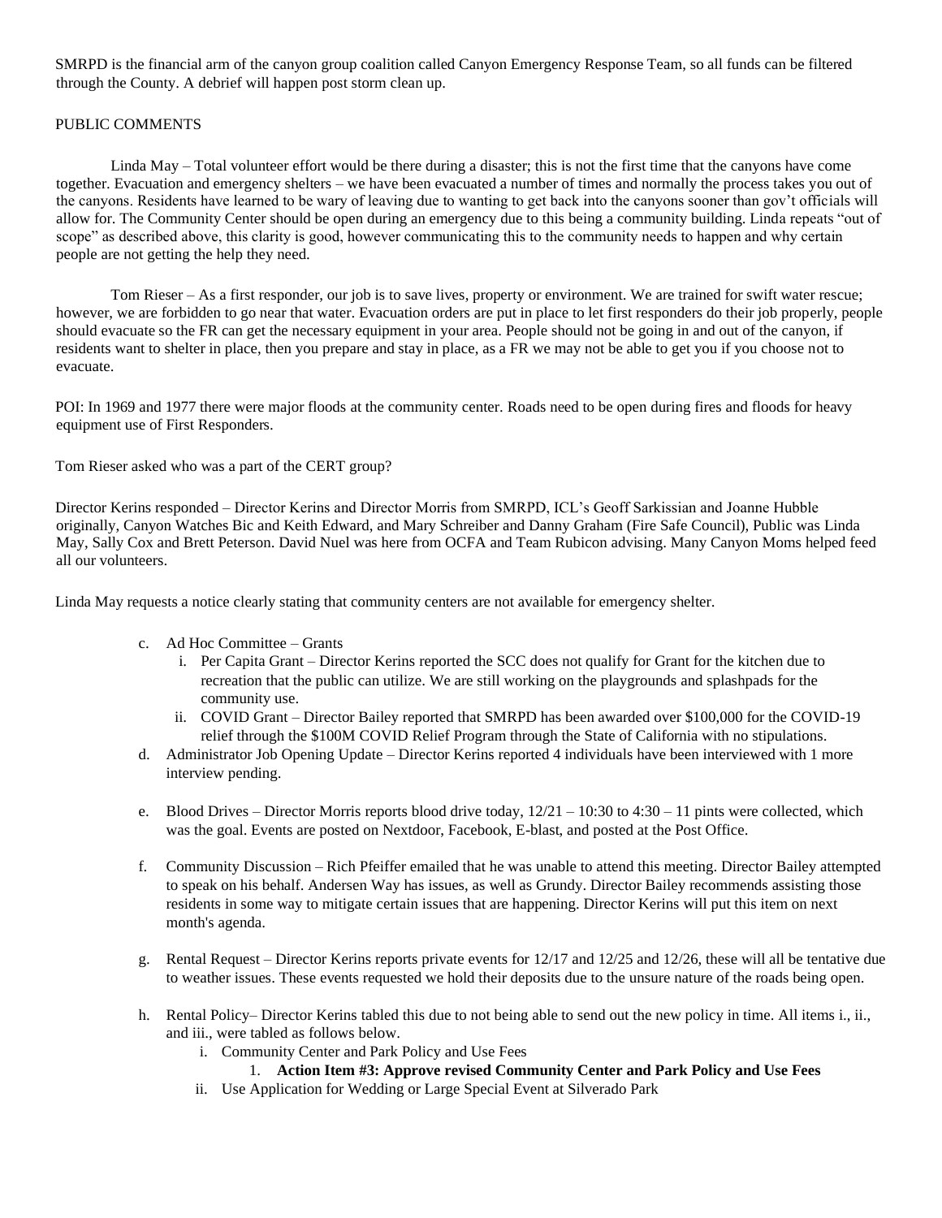SMRPD is the financial arm of the canyon group coalition called Canyon Emergency Response Team, so all funds can be filtered through the County. A debrief will happen post storm clean up.

PUBLIC COMMENTS

Linda May – Total volunteer effort would be there during a disaster; this is not the first time that the canyons have come together. Evacuation and emergency shelters – we have been evacuated a number of times and normally the process takes you out of the canyons. Residents have learned to be wary of leaving due to wanting to get back into the canyons sooner than gov't officials will allow for. The Community Center should be open during an emergency due to this being a community building. Linda repeats "out of scope" as described above, this clarity is good, however communicating this to the community needs to happen and why certain people are not getting the help they need.

Tom Rieser – As a first responder, our job is to save lives, property or environment. We are trained for swift water rescue; however, we are forbidden to go near that water. Evacuation orders are put in place to let first responders do their job properly, people should evacuate so the FR can get the necessary equipment in your area. People should not be going in and out of the canyon, if residents want to shelter in place, then you prepare and stay in place, as a FR we may not be able to get you if you choose not to evacuate.

POI: In 1969 and 1977 there were major floods at the community center. Roads need to be open during fires and floods for heavy equipment use of First Responders.

Tom Rieser asked who was a part of the CERT group?

Director Kerins responded – Director Kerins and Director Morris from SMRPD, ICL's Geoff Sarkissian and Joanne Hubble originally, Canyon Watches Bic and Keith Edward, and Mary Schreiber and Danny Graham (Fire Safe Council), Public was Linda May, Sally Cox and Brett Peterson. David Nuel was here from OCFA and Team Rubicon advising. Many Canyon Moms helped feed all our volunteers.

Linda May requests a notice clearly stating that community centers are not available for emergency shelter.

c. Ad Hoc Committee – Grants
   i. Per Capita Grant – Director Kerins reported the SCC does not qualify for Grant for the kitchen due to recreation that the public can utilize. We are still working on the playgrounds and splashpads for the community use.
   ii. COVID Grant – Director Bailey reported that SMRPD has been awarded over $100,000 for the COVID-19 relief through the $100M COVID Relief Program through the State of California with no stipulations.
d. Administrator Job Opening Update – Director Kerins reported 4 individuals have been interviewed with 1 more interview pending.

e. Blood Drives – Director Morris reports blood drive today, 12/21 – 10:30 to 4:30 – 11 pints were collected, which was the goal. Events are posted on Nextdoor, Facebook, E-blast, and posted at the Post Office.

f. Community Discussion – Rich Pfeiffer emailed that he was unable to attend this meeting. Director Bailey attempted to speak on his behalf. Andersen Way has issues, as well as Grundy. Director Bailey recommends assisting those residents in some way to mitigate certain issues that are happening. Director Kerins will put this item on next month's agenda.

g. Rental Request – Director Kerins reports private events for 12/17 and 12/25 and 12/26, these will all be tentative due to weather issues. These events requested we hold their deposits due to the unsure nature of the roads being open.

h. Rental Policy– Director Kerins tabled this due to not being able to send out the new policy in time. All items i., ii., and iii., were tabled as follows below.
   i. Community Center and Park Policy and Use Fees
      1. **Action Item #3: Approve revised Community Center and Park Policy and Use Fees**
   ii. Use Application for Wedding or Large Special Event at Silverado Park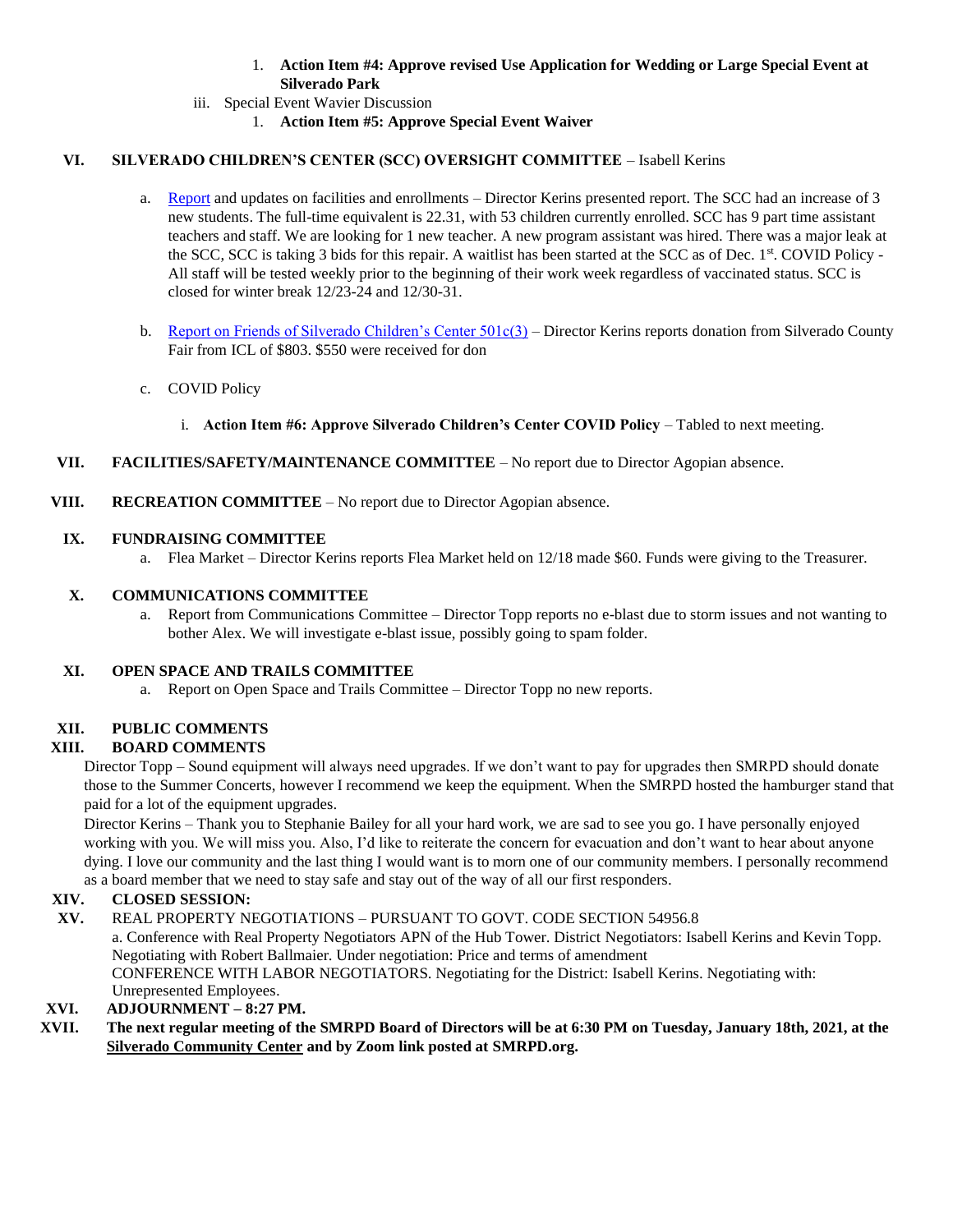1. **Action Item #4: Approve revised Use Application for Wedding or Large Special Event at Silverado Park**

iii. Special Event Wavier Discussion

1. **Action Item #5: Approve Special Event Waiver**

**VI. SILVERADO CHILDREN'S CENTER (SCC) OVERSIGHT COMMITTEE** – Isabell Kerins

a. Report and updates on facilities and enrollments – Director Kerins presented report. The SCC had an increase of 3 new students. The full-time equivalent is 22.31, with 53 children currently enrolled. SCC has 9 part time assistant teachers and staff. We are looking for 1 new teacher. A new program assistant was hired. There was a major leak at the SCC, SCC is taking 3 bids for this repair. A waitlist has been started at the SCC as of Dec. 1st. COVID Policy - All staff will be tested weekly prior to the beginning of their work week regardless of vaccinated status. SCC is closed for winter break 12/23-24 and 12/30-31.

b. Report on Friends of Silverado Children's Center 501c(3) – Director Kerins reports donation from Silverado County Fair from ICL of $803. $550 were received for don

c. COVID Policy

i. **Action Item #6: Approve Silverado Children's Center COVID Policy** – Tabled to next meeting.

**VII. FACILITIES/SAFETY/MAINTENANCE COMMITTEE** – No report due to Director Agopian absence.

**VIII. RECREATION COMMITTEE** – No report due to Director Agopian absence.

**IX. FUNDRAISING COMMITTEE**

a. Flea Market – Director Kerins reports Flea Market held on 12/18 made $60. Funds were giving to the Treasurer.

**X. COMMUNICATIONS COMMITTEE**

a. Report from Communications Committee – Director Topp reports no e-blast due to storm issues and not wanting to bother Alex. We will investigate e-blast issue, possibly going to spam folder.

**XI. OPEN SPACE AND TRAILS COMMITTEE**

a. Report on Open Space and Trails Committee – Director Topp no new reports.

**XII. PUBLIC COMMENTS**

**XIII. BOARD COMMENTS**

Director Topp – Sound equipment will always need upgrades. If we don't want to pay for upgrades then SMRPD should donate those to the Summer Concerts, however I recommend we keep the equipment. When the SMRPD hosted the hamburger stand that paid for a lot of the equipment upgrades.

Director Kerins – Thank you to Stephanie Bailey for all your hard work, we are sad to see you go. I have personally enjoyed working with you. We will miss you. Also, I'd like to reiterate the concern for evacuation and don't want to hear about anyone dying. I love our community and the last thing I would want is to morn one of our community members. I personally recommend as a board member that we need to stay safe and stay out of the way of all our first responders.

**XIV. CLOSED SESSION:**

**XV.** REAL PROPERTY NEGOTIATIONS – PURSUANT TO GOVT. CODE SECTION 54956.8

a. Conference with Real Property Negotiators APN of the Hub Tower. District Negotiators: Isabell Kerins and Kevin Topp. Negotiating with Robert Ballmaier. Under negotiation: Price and terms of amendment

CONFERENCE WITH LABOR NEGOTIATORS. Negotiating for the District: Isabell Kerins. Negotiating with: Unrepresented Employees.

**XVI. ADJOURNMENT – 8:27 PM.**

**XVII. The next regular meeting of the SMRPD Board of Directors will be at 6:30 PM on Tuesday, January 18th, 2021, at the Silverado Community Center and by Zoom link posted at SMRPD.org.**